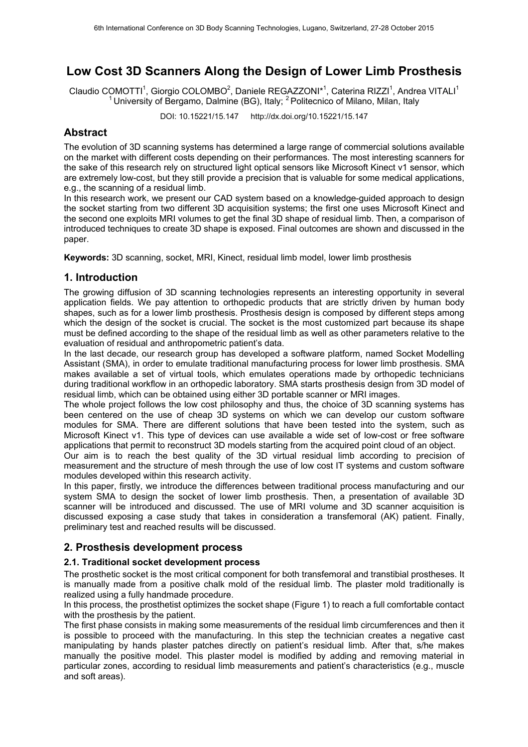# Low Cost 3D Scanners Along the Design of Lower Limb Prosthesis

Claudio COMOTTI[1], Giorgio COLOMBO[2], Daniele REGAZZONI*[1], Caterina RIZZI[1], Andrea VITALI[1]
[1] University of Bergamo, Dalmine (BG), Italy; [2] Politecnico of Milano, Milan, Italy

DOI: 10.15221/15.147 http://dx.doi.org/10.15221/15.147

## Abstract

The evolution of 3D scanning systems has determined a large range of commercial solutions available on the market with different costs depending on their performances. The most interesting scanners for the sake of this research rely on structured light optical sensors like Microsoft Kinect v1 sensor, which are extremely low-cost, but they still provide a precision that is valuable for some medical applications, e.g., the scanning of a residual limb.

In this research work, we present our CAD system based on a knowledge-guided approach to design the socket starting from two different 3D acquisition systems; the first one uses Microsoft Kinect and the second one exploits MRI volumes to get the final 3D shape of residual limb. Then, a comparison of introduced techniques to create 3D shape is exposed. Final outcomes are shown and discussed in the paper.

**Keywords:** 3D scanning, socket, MRI, Kinect, residual limb model, lower limb prosthesis

## 1. Introduction

The growing diffusion of 3D scanning technologies represents an interesting opportunity in several application fields. We pay attention to orthopedic products that are strictly driven by human body shapes, such as for a lower limb prosthesis. Prosthesis design is composed by different steps among which the design of the socket is crucial. The socket is the most customized part because its shape must be defined according to the shape of the residual limb as well as other parameters relative to the evaluation of residual and anthropometric patient's data.

In the last decade, our research group has developed a software platform, named Socket Modelling Assistant (SMA), in order to emulate traditional manufacturing process for lower limb prosthesis. SMA makes available a set of virtual tools, which emulates operations made by orthopedic technicians during traditional workflow in an orthopedic laboratory. SMA starts prosthesis design from 3D model of residual limb, which can be obtained using either 3D portable scanner or MRI images.

The whole project follows the low cost philosophy and thus, the choice of 3D scanning systems has been centered on the use of cheap 3D systems on which we can develop our custom software modules for SMA. There are different solutions that have been tested into the system, such as Microsoft Kinect v1. This type of devices can use available a wide set of low-cost or free software applications that permit to reconstruct 3D models starting from the acquired point cloud of an object.

Our aim is to reach the best quality of the 3D virtual residual limb according to precision of measurement and the structure of mesh through the use of low cost IT systems and custom software modules developed within this research activity.

In this paper, firstly, we introduce the differences between traditional process manufacturing and our system SMA to design the socket of lower limb prosthesis. Then, a presentation of available 3D scanner will be introduced and discussed. The use of MRI volume and 3D scanner acquisition is discussed exposing a case study that takes in consideration a transfemoral (AK) patient. Finally, preliminary test and reached results will be discussed.

## 2. Prosthesis development process

### 2.1. Traditional socket development process

The prosthetic socket is the most critical component for both transfemoral and transtibial prostheses. It is manually made from a positive chalk mold of the residual limb. The plaster mold traditionally is realized using a fully handmade procedure.

In this process, the prosthetist optimizes the socket shape (Figure 1) to reach a full comfortable contact with the prosthesis by the patient.

The first phase consists in making some measurements of the residual limb circumferences and then it is possible to proceed with the manufacturing. In this step the technician creates a negative cast manipulating by hands plaster patches directly on patient's residual limb. After that, s/he makes manually the positive model. This plaster model is modified by adding and removing material in particular zones, according to residual limb measurements and patient's characteristics (e.g., muscle and soft areas).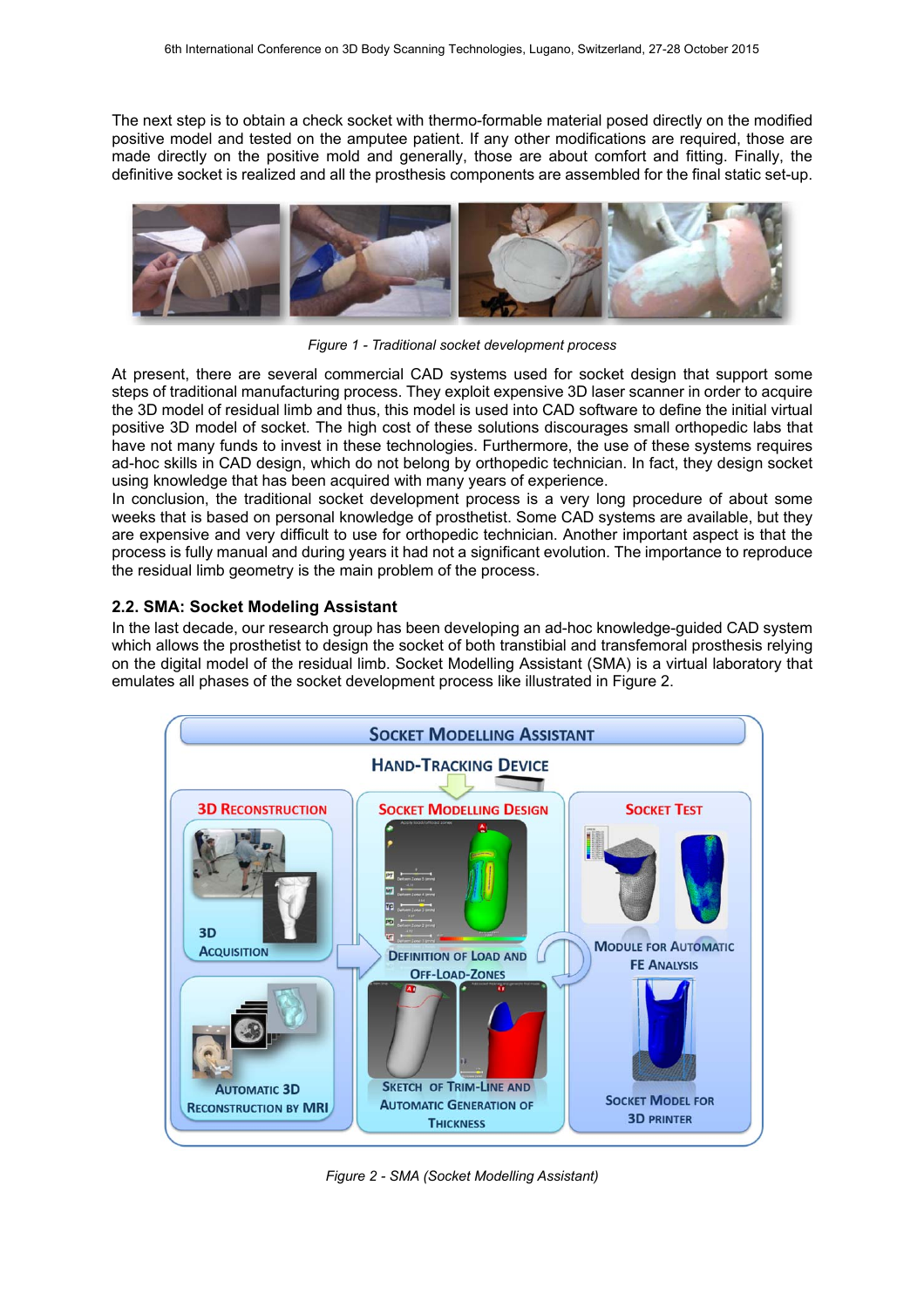The next step is to obtain a check socket with thermo-formable material posed directly on the modified positive model and tested on the amputee patient. If any other modifications are required, those are made directly on the positive mold and generally, those are about comfort and fitting. Finally, the definitive socket is realized and all the prosthesis components are assembled for the final static set-up.

*Figure 1 - Traditional socket development process*

At present, there are several commercial CAD systems used for socket design that support some steps of traditional manufacturing process. They exploit expensive 3D laser scanner in order to acquire the 3D model of residual limb and thus, this model is used into CAD software to define the initial virtual positive 3D model of socket. The high cost of these solutions discourages small orthopedic labs that have not many funds to invest in these technologies. Furthermore, the use of these systems requires ad-hoc skills in CAD design, which do not belong by orthopedic technician. In fact, they design socket using knowledge that has been acquired with many years of experience.

In conclusion, the traditional socket development process is a very long procedure of about some weeks that is based on personal knowledge of prosthetist. Some CAD systems are available, but they are expensive and very difficult to use for orthopedic technician. Another important aspect is that the process is fully manual and during years it had not a significant evolution. The importance to reproduce the residual limb geometry is the main problem of the process.

### 2.2. SMA: Socket Modeling Assistant

In the last decade, our research group has been developing an ad-hoc knowledge-guided CAD system which allows the prosthetist to design the socket of both transtibial and transfemoral prosthesis relying on the digital model of the residual limb. Socket Modelling Assistant (SMA) is a virtual laboratory that emulates all phases of the socket development process like illustrated in Figure 2.

*Figure 2 - SMA (Socket Modelling Assistant)*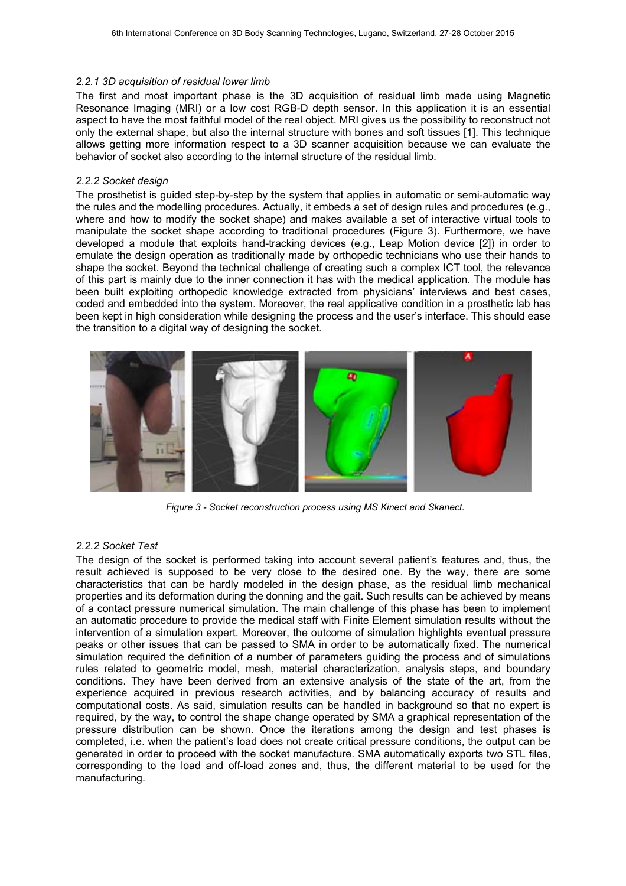### *2.2.1 3D acquisition of residual lower limb*

The first and most important phase is the 3D acquisition of residual limb made using Magnetic Resonance Imaging (MRI) or a low cost RGB-D depth sensor. In this application it is an essential aspect to have the most faithful model of the real object. MRI gives us the possibility to reconstruct not only the external shape, but also the internal structure with bones and soft tissues [1]. This technique allows getting more information respect to a 3D scanner acquisition because we can evaluate the behavior of socket also according to the internal structure of the residual limb.

### *2.2.2 Socket design*

The prosthetist is guided step-by-step by the system that applies in automatic or semi-automatic way the rules and the modelling procedures. Actually, it embeds a set of design rules and procedures (e.g., where and how to modify the socket shape) and makes available a set of interactive virtual tools to manipulate the socket shape according to traditional procedures (Figure 3). Furthermore, we have developed a module that exploits hand-tracking devices (e.g., Leap Motion device [2]) in order to emulate the design operation as traditionally made by orthopedic technicians who use their hands to shape the socket. Beyond the technical challenge of creating such a complex ICT tool, the relevance of this part is mainly due to the inner connection it has with the medical application. The module has been built exploiting orthopedic knowledge extracted from physicians' interviews and best cases, coded and embedded into the system. Moreover, the real applicative condition in a prosthetic lab has been kept in high consideration while designing the process and the user's interface. This should ease the transition to a digital way of designing the socket.

*Figure 3 - Socket reconstruction process using MS Kinect and Skanect.*

### *2.2.2 Socket Test*

The design of the socket is performed taking into account several patient's features and, thus, the result achieved is supposed to be very close to the desired one. By the way, there are some characteristics that can be hardly modeled in the design phase, as the residual limb mechanical properties and its deformation during the donning and the gait. Such results can be achieved by means of a contact pressure numerical simulation. The main challenge of this phase has been to implement an automatic procedure to provide the medical staff with Finite Element simulation results without the intervention of a simulation expert. Moreover, the outcome of simulation highlights eventual pressure peaks or other issues that can be passed to SMA in order to be automatically fixed. The numerical simulation required the definition of a number of parameters guiding the process and of simulations rules related to geometric model, mesh, material characterization, analysis steps, and boundary conditions. They have been derived from an extensive analysis of the state of the art, from the experience acquired in previous research activities, and by balancing accuracy of results and computational costs. As said, simulation results can be handled in background so that no expert is required, by the way, to control the shape change operated by SMA a graphical representation of the pressure distribution can be shown. Once the iterations among the design and test phases is completed, i.e. when the patient's load does not create critical pressure conditions, the output can be generated in order to proceed with the socket manufacture. SMA automatically exports two STL files, corresponding to the load and off-load zones and, thus, the different material to be used for the manufacturing.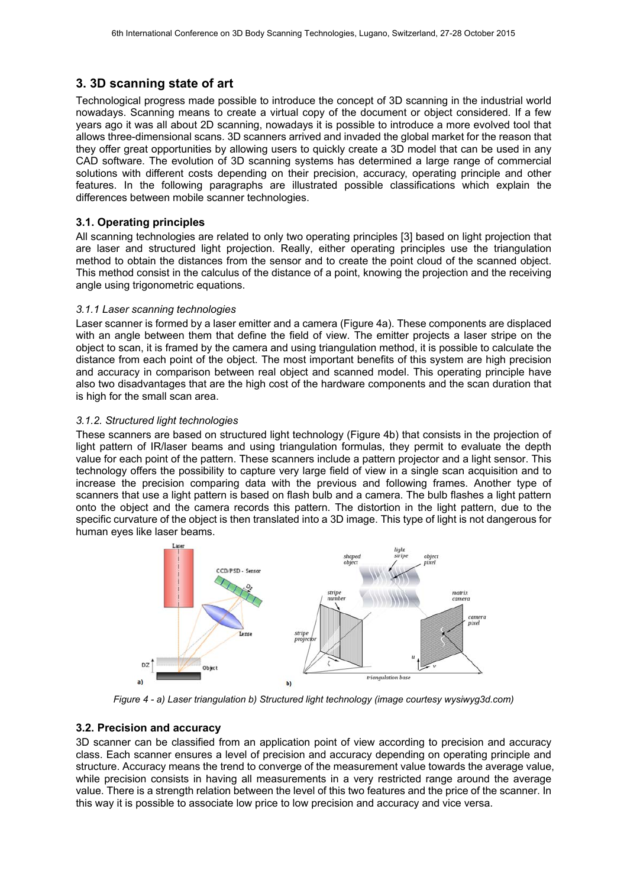## 3. 3D scanning state of art

Technological progress made possible to introduce the concept of 3D scanning in the industrial world nowadays. Scanning means to create a virtual copy of the document or object considered. If a few years ago it was all about 2D scanning, nowadays it is possible to introduce a more evolved tool that allows three-dimensional scans. 3D scanners arrived and invaded the global market for the reason that they offer great opportunities by allowing users to quickly create a 3D model that can be used in any CAD software. The evolution of 3D scanning systems has determined a large range of commercial solutions with different costs depending on their precision, accuracy, operating principle and other features. In the following paragraphs are illustrated possible classifications which explain the differences between mobile scanner technologies.

### 3.1. Operating principles

All scanning technologies are related to only two operating principles [3] based on light projection that are laser and structured light projection. Really, either operating principles use the triangulation method to obtain the distances from the sensor and to create the point cloud of the scanned object. This method consist in the calculus of the distance of a point, knowing the projection and the receiving angle using trigonometric equations.

#### *3.1.1 Laser scanning technologies*

Laser scanner is formed by a laser emitter and a camera (Figure 4a). These components are displaced with an angle between them that define the field of view. The emitter projects a laser stripe on the object to scan, it is framed by the camera and using triangulation method, it is possible to calculate the distance from each point of the object. The most important benefits of this system are high precision and accuracy in comparison between real object and scanned model. This operating principle have also two disadvantages that are the high cost of the hardware components and the scan duration that is high for the small scan area.

#### *3.1.2. Structured light technologies*

These scanners are based on structured light technology (Figure 4b) that consists in the projection of light pattern of IR/laser beams and using triangulation formulas, they permit to evaluate the depth value for each point of the pattern. These scanners include a pattern projector and a light sensor. This technology offers the possibility to capture very large field of view in a single scan acquisition and to increase the precision comparing data with the previous and following frames. Another type of scanners that use a light pattern is based on flash bulb and a camera. The bulb flashes a light pattern onto the object and the camera records this pattern. The distortion in the light pattern, due to the specific curvature of the object is then translated into a 3D image. This type of light is not dangerous for human eyes like laser beams.

*Figure 4 - a) Laser triangulation b) Structured light technology (image courtesy wysiwyg3d.com)*

### 3.2. Precision and accuracy

3D scanner can be classified from an application point of view according to precision and accuracy class. Each scanner ensures a level of precision and accuracy depending on operating principle and structure. Accuracy means the trend to converge of the measurement value towards the average value, while precision consists in having all measurements in a very restricted range around the average value. There is a strength relation between the level of this two features and the price of the scanner. In this way it is possible to associate low price to low precision and accuracy and vice versa.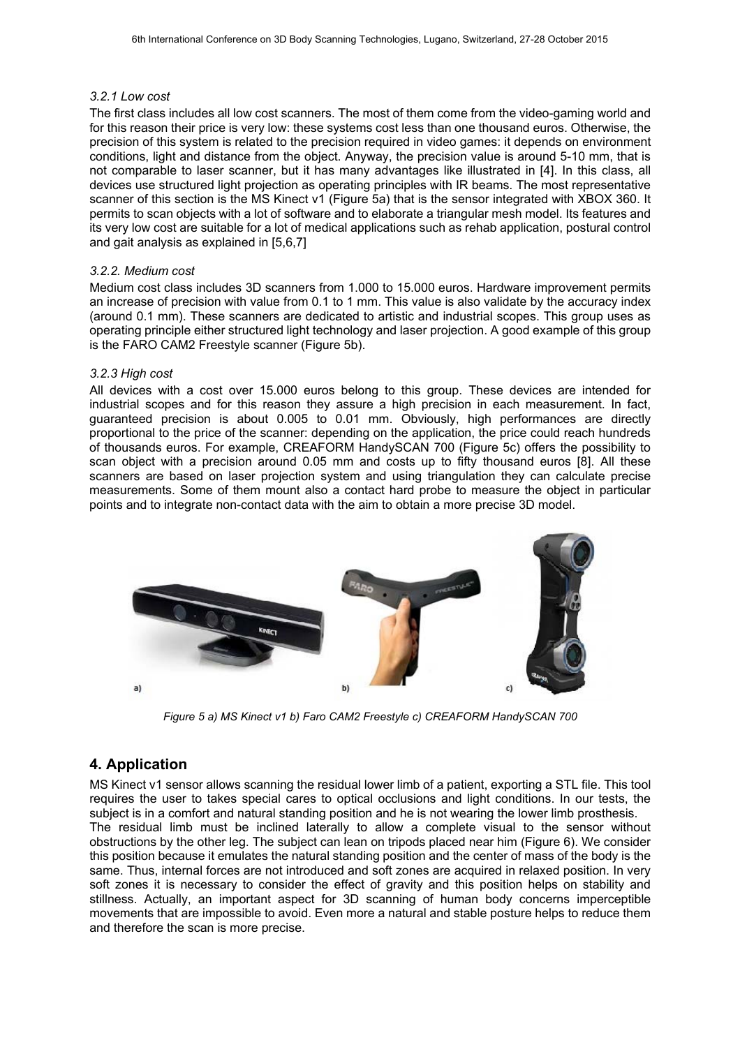### 3.2.1 Low cost

The first class includes all low cost scanners. The most of them come from the video-gaming world and for this reason their price is very low: these systems cost less than one thousand euros. Otherwise, the precision of this system is related to the precision required in video games: it depends on environment conditions, light and distance from the object. Anyway, the precision value is around 5-10 mm, that is not comparable to laser scanner, but it has many advantages like illustrated in [4]. In this class, all devices use structured light projection as operating principles with IR beams. The most representative scanner of this section is the MS Kinect v1 (Figure 5a) that is the sensor integrated with XBOX 360. It permits to scan objects with a lot of software and to elaborate a triangular mesh model. Its features and its very low cost are suitable for a lot of medical applications such as rehab application, postural control and gait analysis as explained in [5,6,7]

### 3.2.2. Medium cost

Medium cost class includes 3D scanners from 1.000 to 15.000 euros. Hardware improvement permits an increase of precision with value from 0.1 to 1 mm. This value is also validate by the accuracy index (around 0.1 mm). These scanners are dedicated to artistic and industrial scopes. This group uses as operating principle either structured light technology and laser projection. A good example of this group is the FARO CAM2 Freestyle scanner (Figure 5b).

### 3.2.3 High cost

All devices with a cost over 15.000 euros belong to this group. These devices are intended for industrial scopes and for this reason they assure a high precision in each measurement. In fact, guaranteed precision is about 0.005 to 0.01 mm. Obviously, high performances are directly proportional to the price of the scanner: depending on the application, the price could reach hundreds of thousands euros. For example, CREAFORM HandySCAN 700 (Figure 5c) offers the possibility to scan object with a precision around 0.05 mm and costs up to fifty thousand euros [8]. All these scanners are based on laser projection system and using triangulation they can calculate precise measurements. Some of them mount also a contact hard probe to measure the object in particular points and to integrate non-contact data with the aim to obtain a more precise 3D model.

*Figure 5 a) MS Kinect v1 b) Faro CAM2 Freestyle c) CREAFORM HandySCAN 700*

## 4. Application

MS Kinect v1 sensor allows scanning the residual lower limb of a patient, exporting a STL file. This tool requires the user to takes special cares to optical occlusions and light conditions. In our tests, the subject is in a comfort and natural standing position and he is not wearing the lower limb prosthesis.
The residual limb must be inclined laterally to allow a complete visual to the sensor without obstructions by the other leg. The subject can lean on tripods placed near him (Figure 6). We consider this position because it emulates the natural standing position and the center of mass of the body is the same. Thus, internal forces are not introduced and soft zones are acquired in relaxed position. In very soft zones it is necessary to consider the effect of gravity and this position helps on stability and stillness. Actually, an important aspect for 3D scanning of human body concerns imperceptible movements that are impossible to avoid. Even more a natural and stable posture helps to reduce them and therefore the scan is more precise.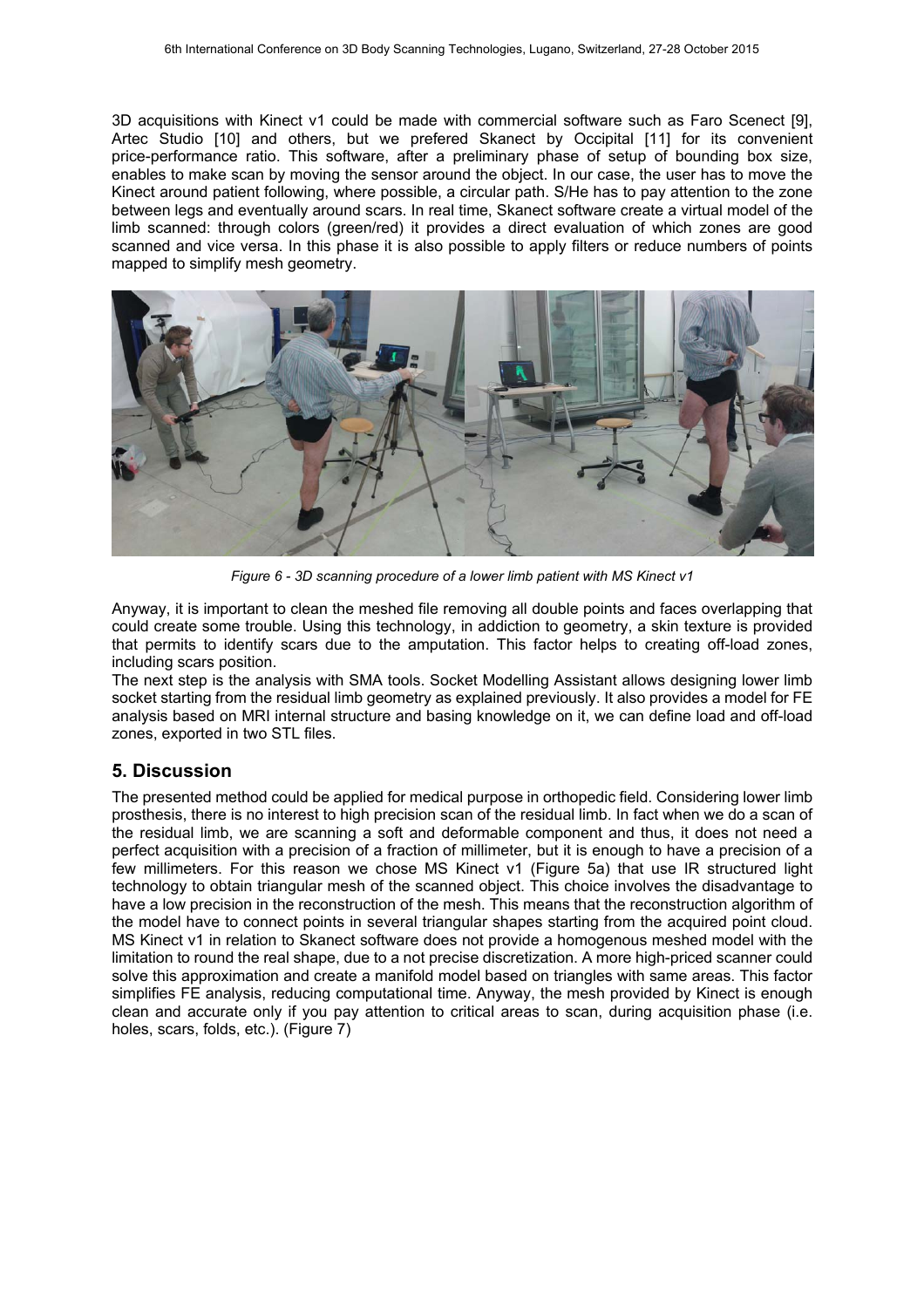3D acquisitions with Kinect v1 could be made with commercial software such as Faro Scenect [9], Artec Studio [10] and others, but we prefered Skanect by Occipital [11] for its convenient price-performance ratio. This software, after a preliminary phase of setup of bounding box size, enables to make scan by moving the sensor around the object. In our case, the user has to move the Kinect around patient following, where possible, a circular path. S/He has to pay attention to the zone between legs and eventually around scars. In real time, Skanect software create a virtual model of the limb scanned: through colors (green/red) it provides a direct evaluation of which zones are good scanned and vice versa. In this phase it is also possible to apply filters or reduce numbers of points mapped to simplify mesh geometry.

*Figure 6 - 3D scanning procedure of a lower limb patient with MS Kinect v1*

Anyway, it is important to clean the meshed file removing all double points and faces overlapping that could create some trouble. Using this technology, in addiction to geometry, a skin texture is provided that permits to identify scars due to the amputation. This factor helps to creating off-load zones, including scars position.

The next step is the analysis with SMA tools. Socket Modelling Assistant allows designing lower limb socket starting from the residual limb geometry as explained previously. It also provides a model for FE analysis based on MRI internal structure and basing knowledge on it, we can define load and off-load zones, exported in two STL files.

## 5. Discussion

The presented method could be applied for medical purpose in orthopedic field. Considering lower limb prosthesis, there is no interest to high precision scan of the residual limb. In fact when we do a scan of the residual limb, we are scanning a soft and deformable component and thus, it does not need a perfect acquisition with a precision of a fraction of millimeter, but it is enough to have a precision of a few millimeters. For this reason we chose MS Kinect v1 (Figure 5a) that use IR structured light technology to obtain triangular mesh of the scanned object. This choice involves the disadvantage to have a low precision in the reconstruction of the mesh. This means that the reconstruction algorithm of the model have to connect points in several triangular shapes starting from the acquired point cloud. MS Kinect v1 in relation to Skanect software does not provide a homogenous meshed model with the limitation to round the real shape, due to a not precise discretization. A more high-priced scanner could solve this approximation and create a manifold model based on triangles with same areas. This factor simplifies FE analysis, reducing computational time. Anyway, the mesh provided by Kinect is enough clean and accurate only if you pay attention to critical areas to scan, during acquisition phase (i.e. holes, scars, folds, etc.). (Figure 7)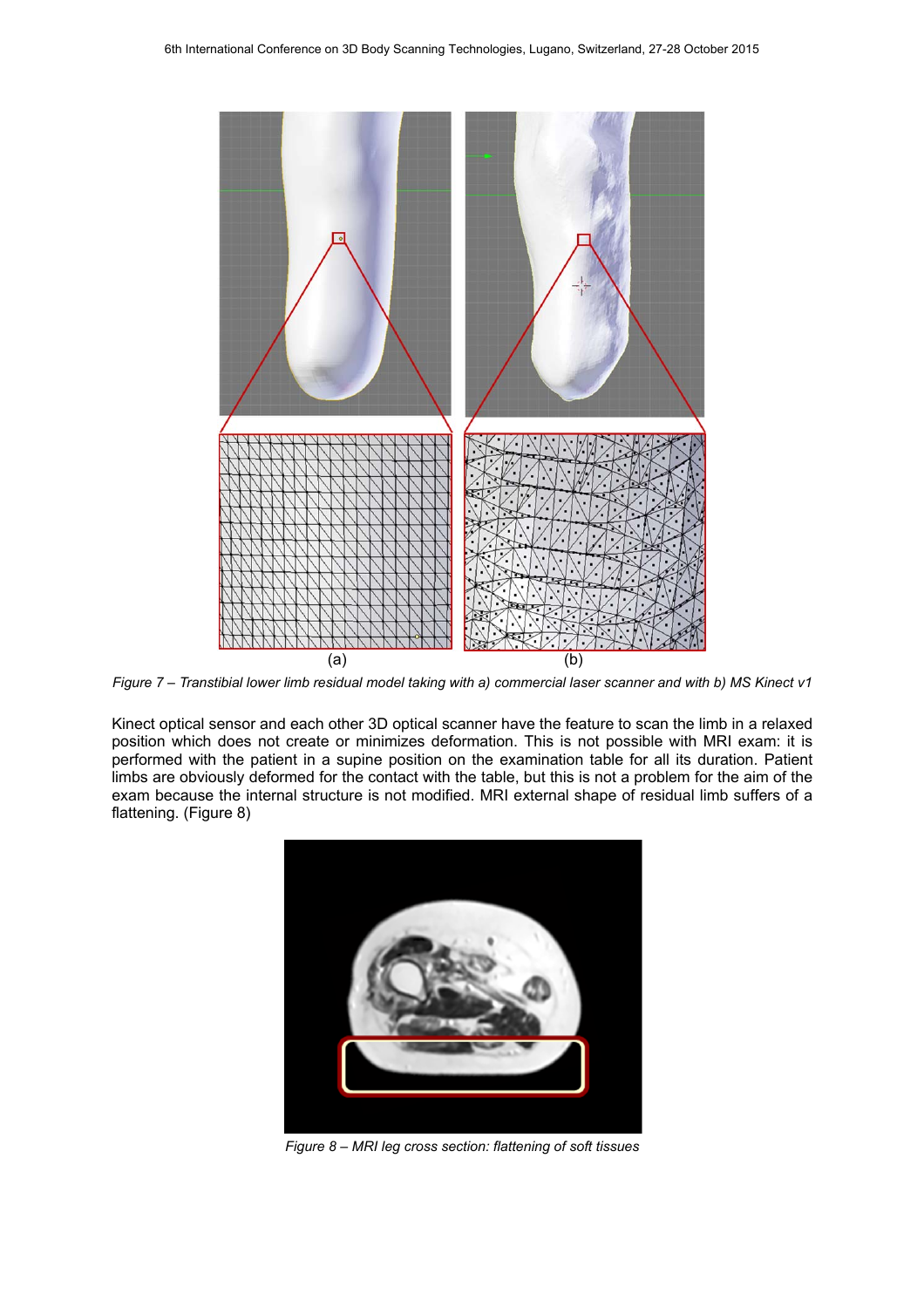(a) (b)

*Figure 7 – Transtibial lower limb residual model taking with a) commercial laser scanner and with b) MS Kinect v1*

Kinect optical sensor and each other 3D optical scanner have the feature to scan the limb in a relaxed position which does not create or minimizes deformation. This is not possible with MRI exam: it is performed with the patient in a supine position on the examination table for all its duration. Patient limbs are obviously deformed for the contact with the table, but this is not a problem for the aim of the exam because the internal structure is not modified. MRI external shape of residual limb suffers of a flattening. (Figure 8)

*Figure 8 – MRI leg cross section: flattening of soft tissues*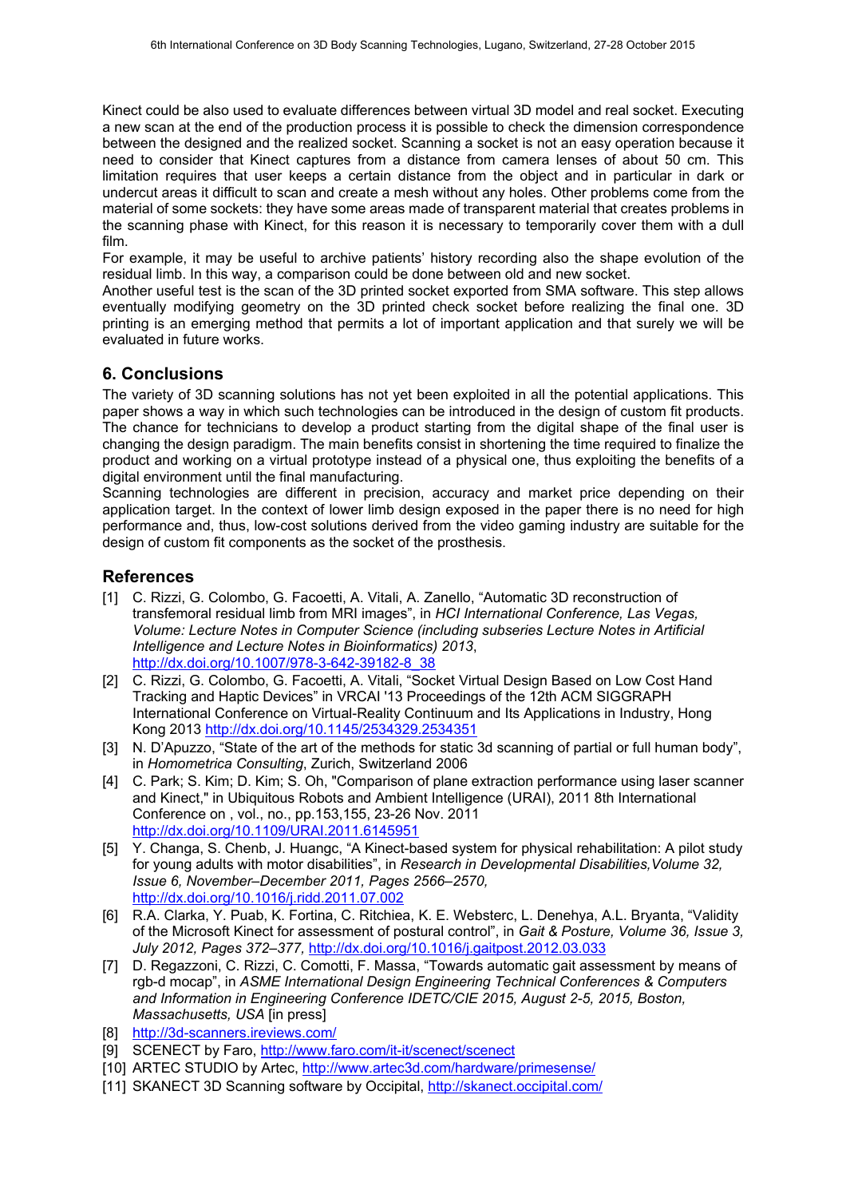Kinect could be also used to evaluate differences between virtual 3D model and real socket. Executing a new scan at the end of the production process it is possible to check the dimension correspondence between the designed and the realized socket. Scanning a socket is not an easy operation because it need to consider that Kinect captures from a distance from camera lenses of about 50 cm. This limitation requires that user keeps a certain distance from the object and in particular in dark or undercut areas it difficult to scan and create a mesh without any holes. Other problems come from the material of some sockets: they have some areas made of transparent material that creates problems in the scanning phase with Kinect, for this reason it is necessary to temporarily cover them with a dull film.

For example, it may be useful to archive patients' history recording also the shape evolution of the residual limb. In this way, a comparison could be done between old and new socket.

Another useful test is the scan of the 3D printed socket exported from SMA software. This step allows eventually modifying geometry on the 3D printed check socket before realizing the final one. 3D printing is an emerging method that permits a lot of important application and that surely we will be evaluated in future works.

## 6. Conclusions

The variety of 3D scanning solutions has not yet been exploited in all the potential applications. This paper shows a way in which such technologies can be introduced in the design of custom fit products. The chance for technicians to develop a product starting from the digital shape of the final user is changing the design paradigm. The main benefits consist in shortening the time required to finalize the product and working on a virtual prototype instead of a physical one, thus exploiting the benefits of a digital environment until the final manufacturing.

Scanning technologies are different in precision, accuracy and market price depending on their application target. In the context of lower limb design exposed in the paper there is no need for high performance and, thus, low-cost solutions derived from the video gaming industry are suitable for the design of custom fit components as the socket of the prosthesis.

## References

[1] C. Rizzi, G. Colombo, G. Facoetti, A. Vitali, A. Zanello, "Automatic 3D reconstruction of transfemoral residual limb from MRI images", in *HCI International Conference, Las Vegas, Volume: Lecture Notes in Computer Science (including subseries Lecture Notes in Artificial Intelligence and Lecture Notes in Bioinformatics) 2013*, http://dx.doi.org/10.1007/978-3-642-39182-8_38

[2] C. Rizzi, G. Colombo, G. Facoetti, A. Vitali, "Socket Virtual Design Based on Low Cost Hand Tracking and Haptic Devices" in VRCAI '13 Proceedings of the 12th ACM SIGGRAPH International Conference on Virtual-Reality Continuum and Its Applications in Industry, Hong Kong 2013 http://dx.doi.org/10.1145/2534329.2534351

[3] N. D'Apuzzo, "State of the art of the methods for static 3d scanning of partial or full human body", in *Homometrica Consulting*, Zurich, Switzerland 2006

[4] C. Park; S. Kim; D. Kim; S. Oh, "Comparison of plane extraction performance using laser scanner and Kinect," in Ubiquitous Robots and Ambient Intelligence (URAI), 2011 8th International Conference on , vol., no., pp.153,155, 23-26 Nov. 2011 http://dx.doi.org/10.1109/URAI.2011.6145951

[5] Y. Changa, S. Chenb, J. Huangc, "A Kinect-based system for physical rehabilitation: A pilot study for young adults with motor disabilities", in *Research in Developmental Disabilities,Volume 32, Issue 6, November–December 2011, Pages 2566–2570,* http://dx.doi.org/10.1016/j.ridd.2011.07.002

[6] R.A. Clarka, Y. Puab, K. Fortina, C. Ritchiea, K. E. Websterc, L. Denehya, A.L. Bryanta, "Validity of the Microsoft Kinect for assessment of postural control", in *Gait & Posture, Volume 36, Issue 3, July 2012, Pages 372–377,* http://dx.doi.org/10.1016/j.gaitpost.2012.03.033

[7] D. Regazzoni, C. Rizzi, C. Comotti, F. Massa, "Towards automatic gait assessment by means of rgb-d mocap", in *ASME International Design Engineering Technical Conferences & Computers and Information in Engineering Conference IDETC/CIE 2015, August 2-5, 2015, Boston, Massachusetts, USA* [in press]

[8] http://3d-scanners.ireviews.com/

[9] SCENECT by Faro, http://www.faro.com/it-it/scenect/scenect

[10] ARTEC STUDIO by Artec, http://www.artec3d.com/hardware/primesense/

[11] SKANECT 3D Scanning software by Occipital, http://skanect.occipital.com/